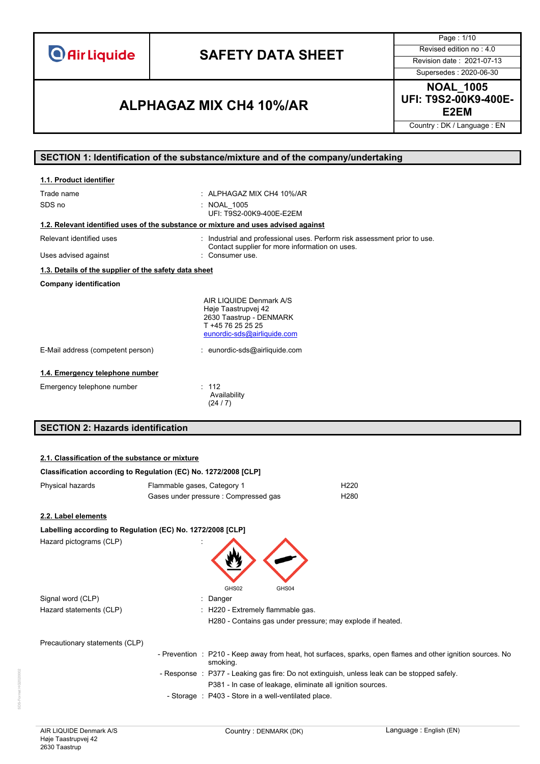# SAFETY DATA SHEET

| | |
|---|---|
| Revised edition no : 4.0 | |
| Revision date : 2021-07-13 | |
| Supersedes : 2020-06-30 | |

## ALPHAGAZ MIX CH4 10%/AR

**NOAL_1005**
**UFI: T9S2-00K9-400E-E2EM**

Country : DK / Language : EN

## SECTION 1: Identification of the substance/mixture and of the company/undertaking

### 1.1. Product identifier

Trade name : ALPHAGAZ MIX CH4 10%/AR

SDS no : NOAL_1005
UFI: T9S2-00K9-400E-E2EM

### 1.2. Relevant identified uses of the substance or mixture and uses advised against

Relevant identified uses : Industrial and professional uses. Perform risk assessment prior to use. Contact supplier for more information on uses.

Uses advised against : Consumer use.

### 1.3. Details of the supplier of the safety data sheet

**Company identification**

AIR LIQUIDE Denmark A/S
Høje Taastrupvej 42
2630 Taastrup - DENMARK
T +45 76 25 25 25
eunordic-sds@airliquide.com

E-Mail address (competent person) : eunordic-sds@airliquide.com

### 1.4. Emergency telephone number

Emergency telephone number : 112
Availability
(24 / 7)

## SECTION 2: Hazards identification

### 2.1. Classification of the substance or mixture

**Classification according to Regulation (EC) No. 1272/2008 [CLP]**

| | | |
|---|---|---|
| Physical hazards | Flammable gases, Category 1 | H220 |
| | Gases under pressure : Compressed gas | H280 |

### 2.2. Label elements

**Labelling according to Regulation (EC) No. 1272/2008 [CLP]**

Hazard pictograms (CLP) :

GHS02 GHS04

Signal word (CLP) : Danger

Hazard statements (CLP) : H220 - Extremely flammable gas.
H280 - Contains gas under pressure; may explode if heated.

Precautionary statements (CLP)

- Prevention : P210 - Keep away from heat, hot surfaces, sparks, open flames and other ignition sources. No smoking.
- Response : P377 - Leaking gas fire: Do not extinguish, unless leak can be stopped safely.
  P381 - In case of leakage, eliminate all ignition sources.
- Storage : P403 - Store in a well-ventilated place.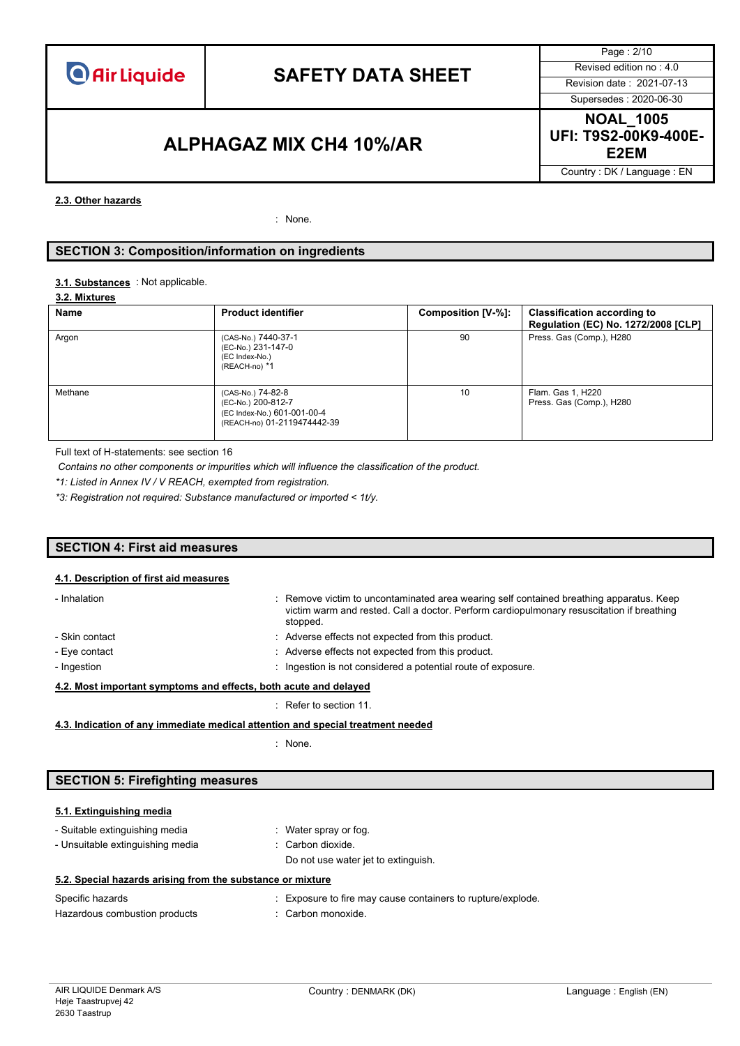#### 2.3. Other hazards

: None.

## SECTION 3: Composition/information on ingredients

**3.1. Substances** : Not applicable.

**3.2. Mixtures**

| Name | Product identifier | Composition [V-%]: | Classification according to Regulation (EC) No. 1272/2008 [CLP] |
|---|---|---|---|
| Argon | (CAS-No.) 7440-37-1<br>(EC-No.) 231-147-0<br>(EC Index-No.)<br>(REACH-no) *1 | 90 | Press. Gas (Comp.), H280 |
| Methane | (CAS-No.) 74-82-8<br>(EC-No.) 200-812-7<br>(EC Index-No.) 601-001-00-4<br>(REACH-no) 01-2119474442-39 | 10 | Flam. Gas 1, H220<br>Press. Gas (Comp.), H280 |

Full text of H-statements: see section 16

*Contains no other components or impurities which will influence the classification of the product.*

*\*1: Listed in Annex IV / V REACH, exempted from registration.*

*\*3: Registration not required: Substance manufactured or imported < 1t/y.*

## SECTION 4: First aid measures

#### 4.1. Description of first aid measures

- Inhalation : Remove victim to uncontaminated area wearing self contained breathing apparatus. Keep victim warm and rested. Call a doctor. Perform cardiopulmonary resuscitation if breathing stopped.
- Skin contact : Adverse effects not expected from this product.
- Eye contact : Adverse effects not expected from this product.
- Ingestion : Ingestion is not considered a potential route of exposure.

#### 4.2. Most important symptoms and effects, both acute and delayed

: Refer to section 11.

#### 4.3. Indication of any immediate medical attention and special treatment needed

: None.

## SECTION 5: Firefighting measures

#### 5.1. Extinguishing media

- Suitable extinguishing media : Water spray or fog.
- Unsuitable extinguishing media : Carbon dioxide.
  Do not use water jet to extinguish.

#### 5.2. Special hazards arising from the substance or mixture

Specific hazards : Exposure to fire may cause containers to rupture/explode.

Hazardous combustion products : Carbon monoxide.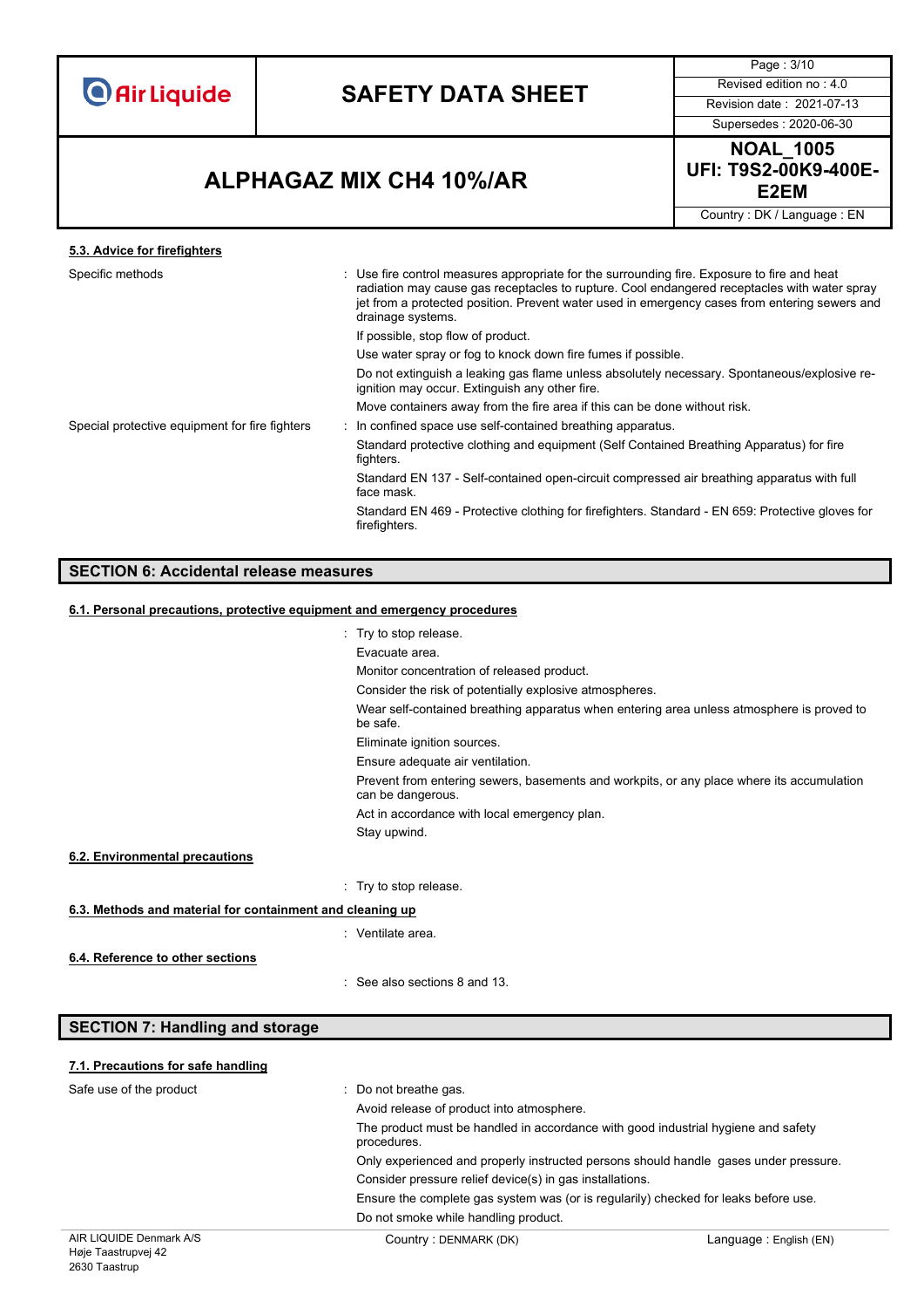#### 5.3. Advice for firefighters

Specific methods : Use fire control measures appropriate for the surrounding fire. Exposure to fire and heat radiation may cause gas receptacles to rupture. Cool endangered receptacles with water spray jet from a protected position. Prevent water used in emergency cases from entering sewers and drainage systems.

If possible, stop flow of product.

Use water spray or fog to knock down fire fumes if possible.

Do not extinguish a leaking gas flame unless absolutely necessary. Spontaneous/explosive re-ignition may occur. Extinguish any other fire.

Move containers away from the fire area if this can be done without risk.

Special protective equipment for fire fighters : In confined space use self-contained breathing apparatus.

Standard protective clothing and equipment (Self Contained Breathing Apparatus) for fire fighters.

Standard EN 137 - Self-contained open-circuit compressed air breathing apparatus with full face mask.

Standard EN 469 - Protective clothing for firefighters. Standard - EN 659: Protective gloves for firefighters.

## SECTION 6: Accidental release measures

#### 6.1. Personal precautions, protective equipment and emergency procedures

: Try to stop release.

Evacuate area.

Monitor concentration of released product.

Consider the risk of potentially explosive atmospheres.

Wear self-contained breathing apparatus when entering area unless atmosphere is proved to be safe.

Eliminate ignition sources.

Ensure adequate air ventilation.

Prevent from entering sewers, basements and workpits, or any place where its accumulation can be dangerous.

Act in accordance with local emergency plan.

Stay upwind.

#### 6.2. Environmental precautions

: Try to stop release.

#### 6.3. Methods and material for containment and cleaning up

: Ventilate area.

#### 6.4. Reference to other sections

: See also sections 8 and 13.

## SECTION 7: Handling and storage

#### 7.1. Precautions for safe handling

Safe use of the product : Do not breathe gas.

Avoid release of product into atmosphere.

The product must be handled in accordance with good industrial hygiene and safety procedures.

Only experienced and properly instructed persons should handle gases under pressure.

Consider pressure relief device(s) in gas installations.

Ensure the complete gas system was (or is regularly) checked for leaks before use.

Do not smoke while handling product.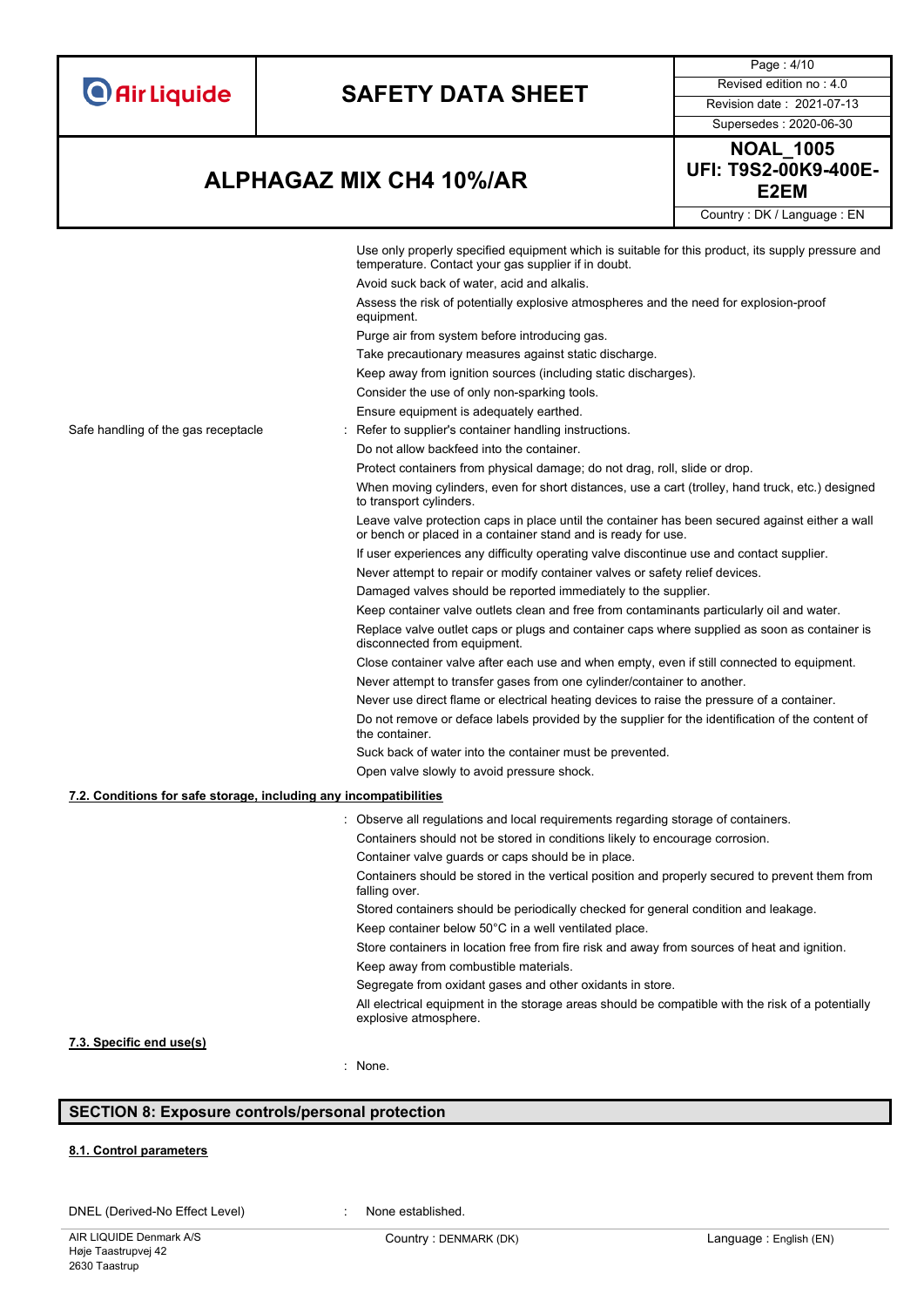Use only properly specified equipment which is suitable for this product, its supply pressure and temperature. Contact your gas supplier if in doubt.

Avoid suck back of water, acid and alkalis.

Assess the risk of potentially explosive atmospheres and the need for explosion-proof equipment.

Purge air from system before introducing gas.

Take precautionary measures against static discharge.

Keep away from ignition sources (including static discharges).

Consider the use of only non-sparking tools.

Ensure equipment is adequately earthed.

Safe handling of the gas receptacle : Refer to supplier's container handling instructions.

Do not allow backfeed into the container.

Protect containers from physical damage; do not drag, roll, slide or drop.

When moving cylinders, even for short distances, use a cart (trolley, hand truck, etc.) designed to transport cylinders.

Leave valve protection caps in place until the container has been secured against either a wall or bench or placed in a container stand and is ready for use.

If user experiences any difficulty operating valve discontinue use and contact supplier.

Never attempt to repair or modify container valves or safety relief devices.

Damaged valves should be reported immediately to the supplier.

Keep container valve outlets clean and free from contaminants particularly oil and water.

Replace valve outlet caps or plugs and container caps where supplied as soon as container is disconnected from equipment.

Close container valve after each use and when empty, even if still connected to equipment.

Never attempt to transfer gases from one cylinder/container to another.

Never use direct flame or electrical heating devices to raise the pressure of a container.

Do not remove or deface labels provided by the supplier for the identification of the content of the container.

Suck back of water into the container must be prevented.

Open valve slowly to avoid pressure shock.

### 7.2. Conditions for safe storage, including any incompatibilities

: Observe all regulations and local requirements regarding storage of containers.

Containers should not be stored in conditions likely to encourage corrosion.

Container valve guards or caps should be in place.

Containers should be stored in the vertical position and properly secured to prevent them from falling over.

Stored containers should be periodically checked for general condition and leakage.

Keep container below 50°C in a well ventilated place.

Store containers in location free from fire risk and away from sources of heat and ignition.

Keep away from combustible materials.

Segregate from oxidant gases and other oxidants in store.

All electrical equipment in the storage areas should be compatible with the risk of a potentially explosive atmosphere.

### 7.3. Specific end use(s)

: None.

## SECTION 8: Exposure controls/personal protection

### 8.1. Control parameters

DNEL (Derived-No Effect Level) : None established.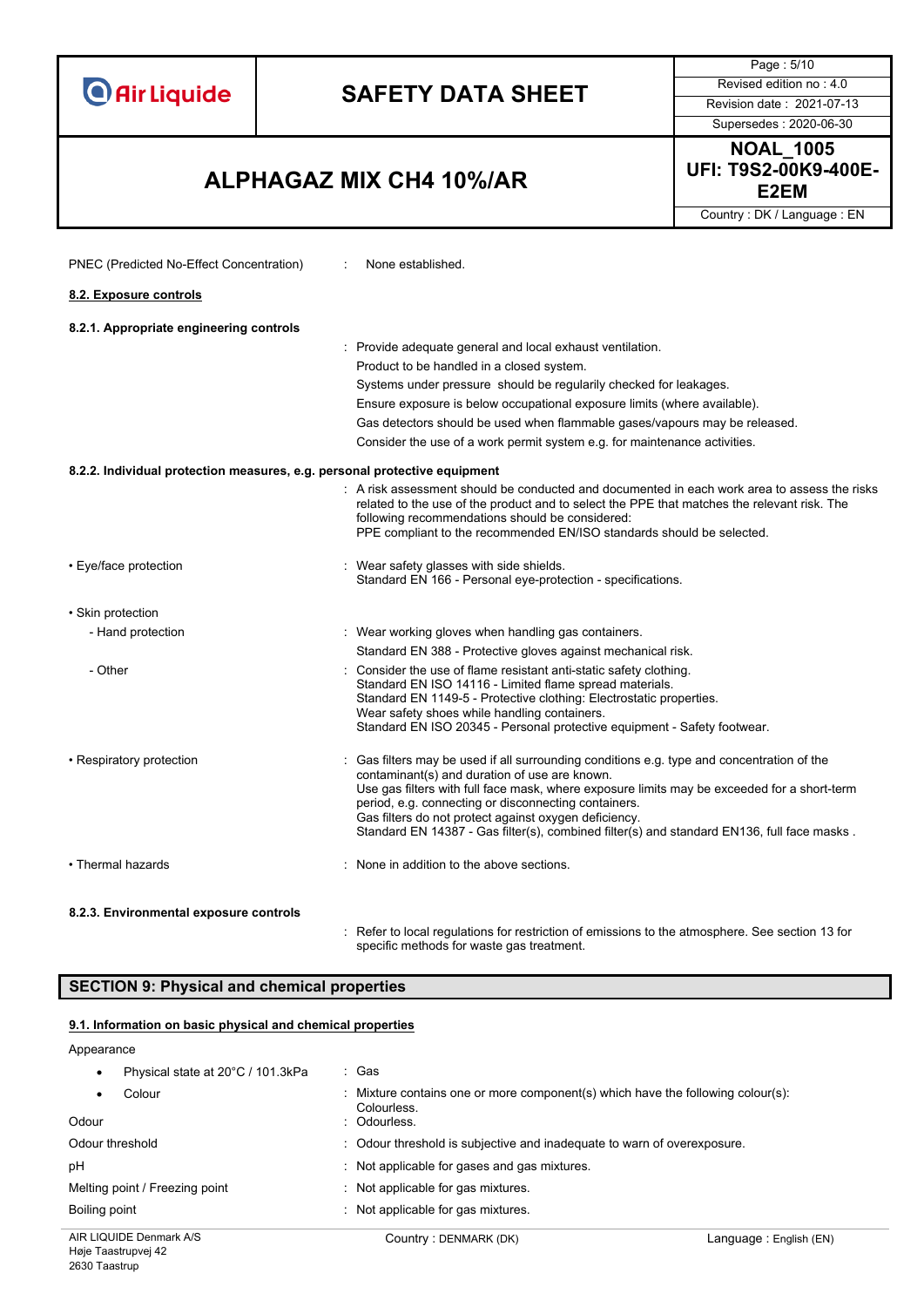PNEC (Predicted No-Effect Concentration) : None established.

## 8.2. Exposure controls

### 8.2.1. Appropriate engineering controls

: Provide adequate general and local exhaust ventilation.
Product to be handled in a closed system.
Systems under pressure should be regularly checked for leakages.
Ensure exposure is below occupational exposure limits (where available).
Gas detectors should be used when flammable gases/vapours may be released.
Consider the use of a work permit system e.g. for maintenance activities.

### 8.2.2. Individual protection measures, e.g. personal protective equipment

: A risk assessment should be conducted and documented in each work area to assess the risks related to the use of the product and to select the PPE that matches the relevant risk. The following recommendations should be considered:
PPE compliant to the recommended EN/ISO standards should be selected.

- Eye/face protection : Wear safety glasses with side shields.
Standard EN 166 - Personal eye-protection - specifications.

- Skin protection
  - Hand protection : Wear working gloves when handling gas containers.
Standard EN 388 - Protective gloves against mechanical risk.
  - Other : Consider the use of flame resistant anti-static safety clothing.
Standard EN ISO 14116 - Limited flame spread materials.
Standard EN 1149-5 - Protective clothing: Electrostatic properties.
Wear safety shoes while handling containers.
Standard EN ISO 20345 - Personal protective equipment - Safety footwear.

- Respiratory protection : Gas filters may be used if all surrounding conditions e.g. type and concentration of the contaminant(s) and duration of use are known.
Use gas filters with full face mask, where exposure limits may be exceeded for a short-term period, e.g. connecting or disconnecting containers.
Gas filters do not protect against oxygen deficiency.
Standard EN 14387 - Gas filter(s), combined filter(s) and standard EN136, full face masks .

- Thermal hazards : None in addition to the above sections.

### 8.2.3. Environmental exposure controls

: Refer to local regulations for restriction of emissions to the atmosphere. See section 13 for specific methods for waste gas treatment.

## SECTION 9: Physical and chemical properties

### 9.1. Information on basic physical and chemical properties

Appearance

- Physical state at 20°C / 101.3kPa : Gas
- Colour : Mixture contains one or more component(s) which have the following colour(s): Colourless.

Odour : Odourless.

Odour threshold : Odour threshold is subjective and inadequate to warn of overexposure.

pH : Not applicable for gases and gas mixtures.

Melting point / Freezing point : Not applicable for gas mixtures.

Boiling point : Not applicable for gas mixtures.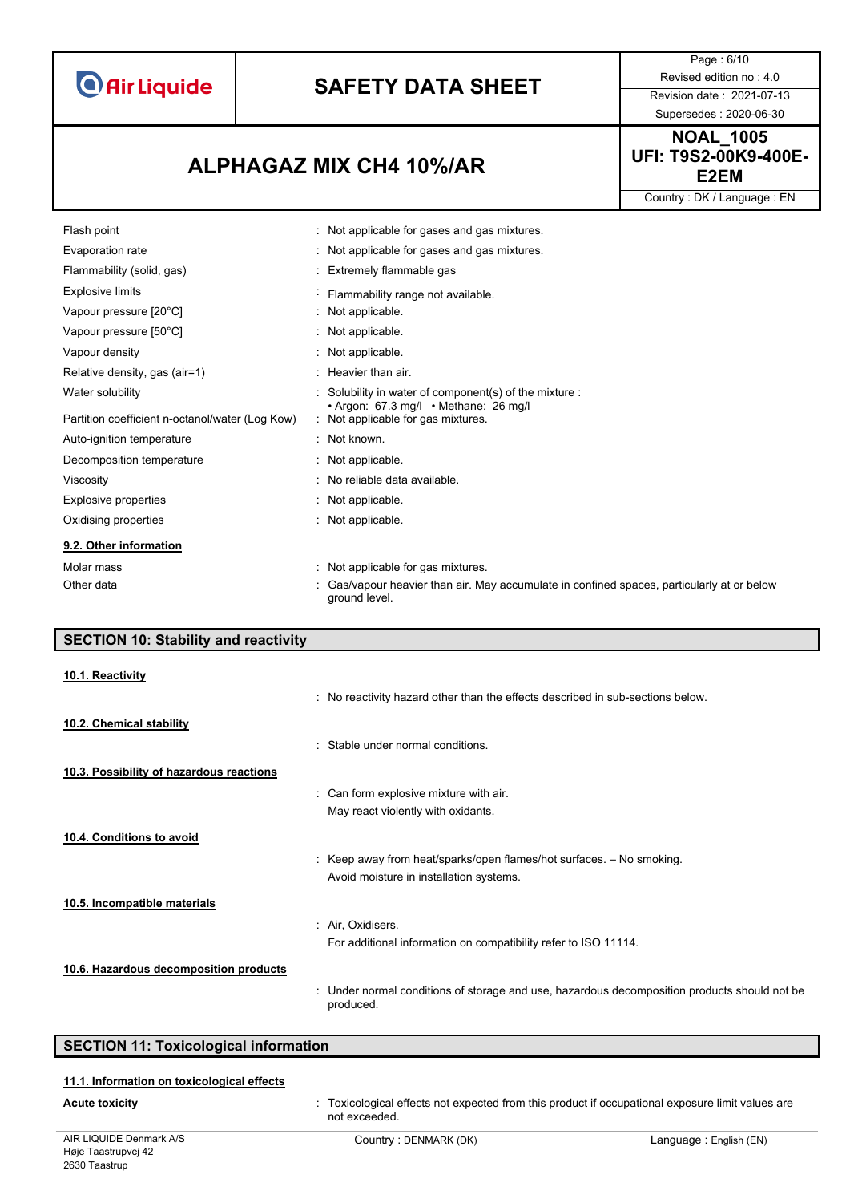| | |
|---|---|
| Flash point | : Not applicable for gases and gas mixtures. |
| Evaporation rate | : Not applicable for gases and gas mixtures. |
| Flammability (solid, gas) | : Extremely flammable gas |
| Explosive limits | : Flammability range not available. |
| Vapour pressure [20°C] | : Not applicable. |
| Vapour pressure [50°C] | : Not applicable. |
| Vapour density | : Not applicable. |
| Relative density, gas (air=1) | : Heavier than air. |
| Water solubility | : Solubility in water of component(s) of the mixture : • Argon: 67.3 mg/l • Methane: 26 mg/l |
| Partition coefficient n-octanol/water (Log Kow) | : Not applicable for gas mixtures. |
| Auto-ignition temperature | : Not known. |
| Decomposition temperature | : Not applicable. |
| Viscosity | : No reliable data available. |
| Explosive properties | : Not applicable. |
| Oxidising properties | : Not applicable. |

### 9.2. Other information

| | |
|---|---|
| Molar mass | : Not applicable for gas mixtures. |
| Other data | : Gas/vapour heavier than air. May accumulate in confined spaces, particularly at or below ground level. |

## SECTION 10: Stability and reactivity

### 10.1. Reactivity

: No reactivity hazard other than the effects described in sub-sections below.

### 10.2. Chemical stability

: Stable under normal conditions.

### 10.3. Possibility of hazardous reactions

: Can form explosive mixture with air.

May react violently with oxidants.

### 10.4. Conditions to avoid

: Keep away from heat/sparks/open flames/hot surfaces. – No smoking.

Avoid moisture in installation systems.

### 10.5. Incompatible materials

: Air, Oxidisers.

For additional information on compatibility refer to ISO 11114.

### 10.6. Hazardous decomposition products

: Under normal conditions of storage and use, hazardous decomposition products should not be produced.

## SECTION 11: Toxicological information

### 11.1. Information on toxicological effects

| | |
|---|---|
| **Acute toxicity** | : Toxicological effects not expected from this product if occupational exposure limit values are not exceeded. |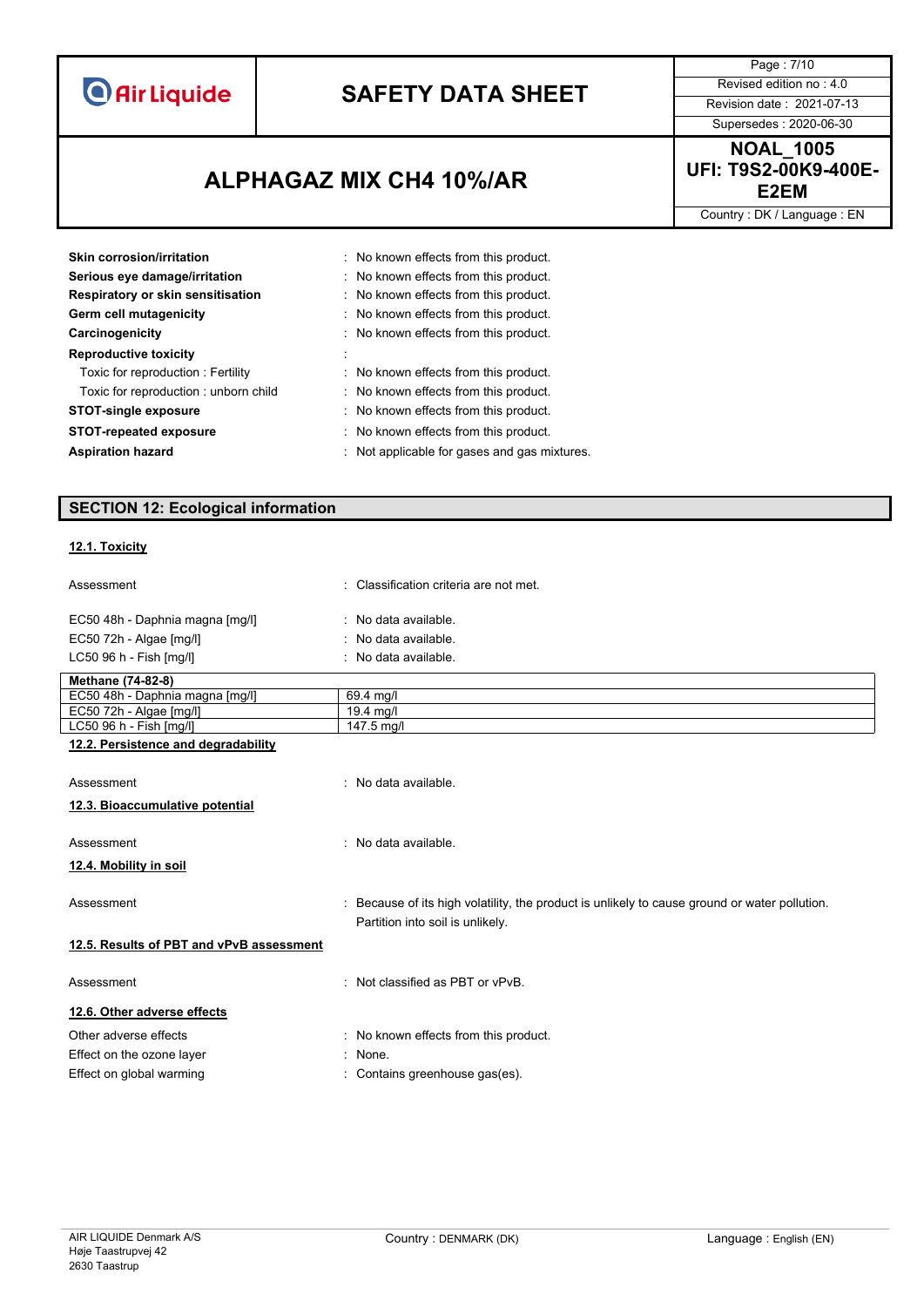| | |
|---|---|
| **Skin corrosion/irritation** | : No known effects from this product. |
| **Serious eye damage/irritation** | : No known effects from this product. |
| **Respiratory or skin sensitisation** | : No known effects from this product. |
| **Germ cell mutagenicity** | : No known effects from this product. |
| **Carcinogenicity** | : No known effects from this product. |
| **Reproductive toxicity** | : |
| Toxic for reproduction : Fertility | : No known effects from this product. |
| Toxic for reproduction : unborn child | : No known effects from this product. |
| **STOT-single exposure** | : No known effects from this product. |
| **STOT-repeated exposure** | : No known effects from this product. |
| **Aspiration hazard** | : Not applicable for gases and gas mixtures. |

## SECTION 12: Ecological information

### 12.1. Toxicity

Assessment : Classification criteria are not met.

EC50 48h - Daphnia magna [mg/l] : No data available.
EC50 72h - Algae [mg/l] : No data available.
LC50 96 h - Fish [mg/l] : No data available.

| **Methane (74-82-8)** | |
|---|---|
| EC50 48h - Daphnia magna [mg/l] | 69.4 mg/l |
| EC50 72h - Algae [mg/l] | 19.4 mg/l |
| LC50 96 h - Fish [mg/l] | 147.5 mg/l |

### 12.2. Persistence and degradability

Assessment : No data available.

### 12.3. Bioaccumulative potential

Assessment : No data available.

### 12.4. Mobility in soil

Assessment : Because of its high volatility, the product is unlikely to cause ground or water pollution. Partition into soil is unlikely.

### 12.5. Results of PBT and vPvB assessment

Assessment : Not classified as PBT or vPvB.

### 12.6. Other adverse effects

Other adverse effects : No known effects from this product.
Effect on the ozone layer : None.
Effect on global warming : Contains greenhouse gas(es).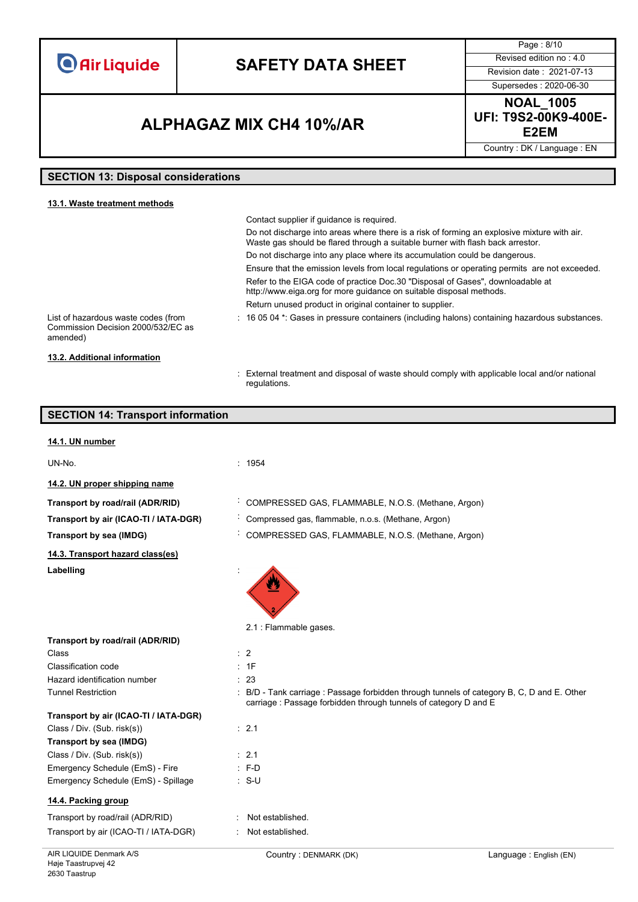## SECTION 13: Disposal considerations

### 13.1. Waste treatment methods

Contact supplier if guidance is required.

Do not discharge into areas where there is a risk of forming an explosive mixture with air. Waste gas should be flared through a suitable burner with flash back arrestor.

Do not discharge into any place where its accumulation could be dangerous.

Ensure that the emission levels from local regulations or operating permits are not exceeded.

Refer to the EIGA code of practice Doc.30 "Disposal of Gases", downloadable at http://www.eiga.org for more guidance on suitable disposal methods.

Return unused product in original container to supplier.

List of hazardous waste codes (from Commission Decision 2000/532/EC as amended) : 16 05 04 *: Gases in pressure containers (including halons) containing hazardous substances.

### 13.2. Additional information

: External treatment and disposal of waste should comply with applicable local and/or national regulations.

## SECTION 14: Transport information

### 14.1. UN number

UN-No. : 1954

### 14.2. UN proper shipping name

**Transport by road/rail (ADR/RID)** : COMPRESSED GAS, FLAMMABLE, N.O.S. (Methane, Argon)

**Transport by air (ICAO-TI / IATA-DGR)** : Compressed gas, flammable, n.o.s. (Methane, Argon)

**Transport by sea (IMDG)** : COMPRESSED GAS, FLAMMABLE, N.O.S. (Methane, Argon)

### 14.3. Transport hazard class(es)

**Labelling** :

2.1 : Flammable gases.

**Transport by road/rail (ADR/RID)**

| | |
|---|---|
| Class | : 2 |
| Classification code | : 1F |
| Hazard identification number | : 23 |
| Tunnel Restriction | : B/D - Tank carriage : Passage forbidden through tunnels of category B, C, D and E. Other carriage : Passage forbidden through tunnels of category D and E |

**Transport by air (ICAO-TI / IATA-DGR)**

| | |
|---|---|
| Class / Div. (Sub. risk(s)) | : 2.1 |

**Transport by sea (IMDG)**

| | |
|---|---|
| Class / Div. (Sub. risk(s)) | : 2.1 |
| Emergency Schedule (EmS) - Fire | : F-D |
| Emergency Schedule (EmS) - Spillage | : S-U |

### 14.4. Packing group

| | |
|---|---|
| Transport by road/rail (ADR/RID) | : Not established. |
| Transport by air (ICAO-TI / IATA-DGR) | : Not established. |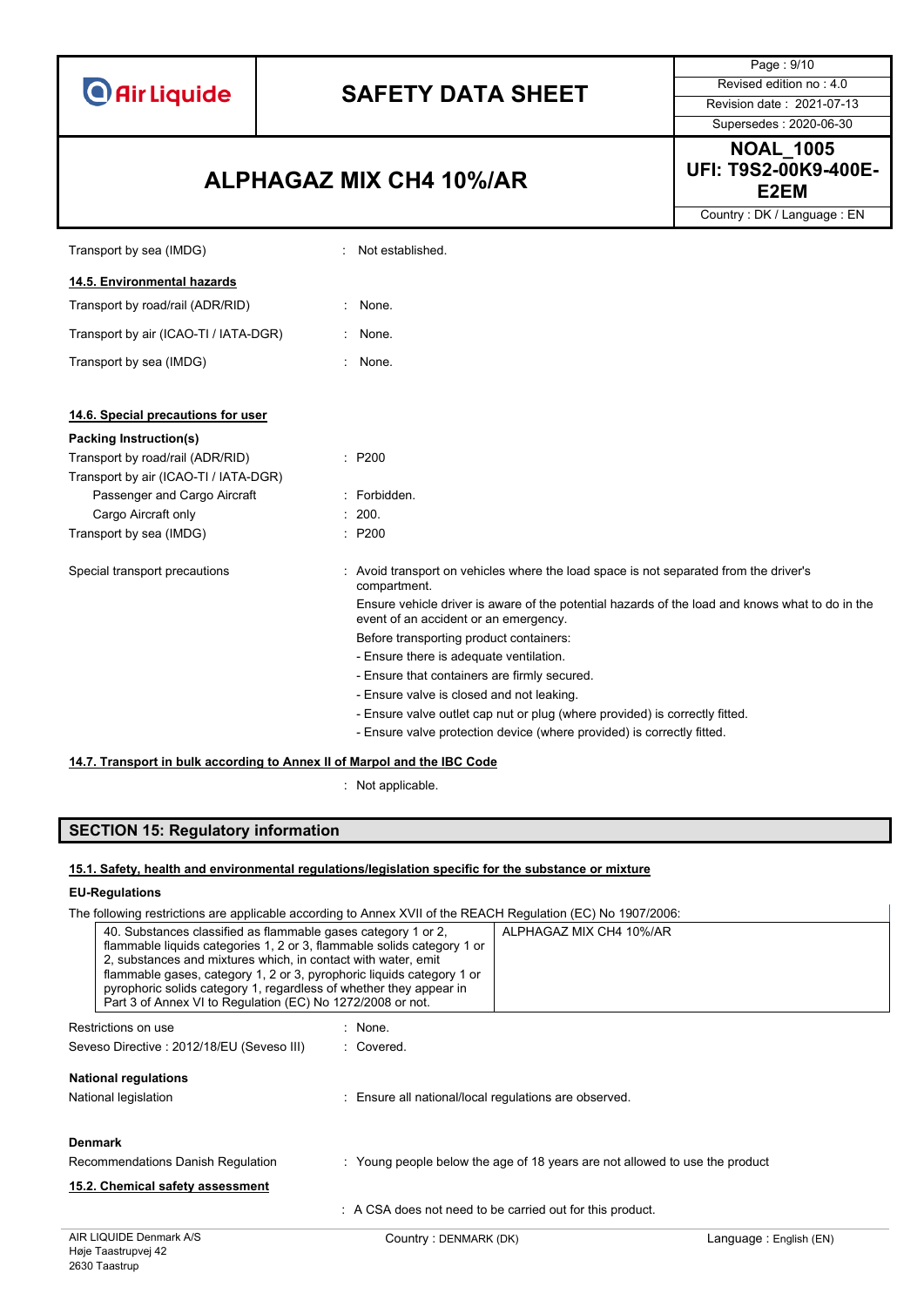| | | |
|---|---|---|
| Transport by sea (IMDG) | : | Not established. |

### 14.5. Environmental hazards

| | | |
|---|---|---|
| Transport by road/rail (ADR/RID) | : | None. |
| Transport by air (ICAO-TI / IATA-DGR) | : | None. |
| Transport by sea (IMDG) | : | None. |

### 14.6. Special precautions for user

**Packing Instruction(s)**

| | | |
|---|---|---|
| Transport by road/rail (ADR/RID) | : | P200 |
| Transport by air (ICAO-TI / IATA-DGR) | | |
| Passenger and Cargo Aircraft | : | Forbidden. |
| Cargo Aircraft only | : | 200. |
| Transport by sea (IMDG) | : | P200 |

Special transport precautions : Avoid transport on vehicles where the load space is not separated from the driver's compartment.

Ensure vehicle driver is aware of the potential hazards of the load and knows what to do in the event of an accident or an emergency.

Before transporting product containers:

- Ensure there is adequate ventilation.
- Ensure that containers are firmly secured.
- Ensure valve is closed and not leaking.
- Ensure valve outlet cap nut or plug (where provided) is correctly fitted.
- Ensure valve protection device (where provided) is correctly fitted.

### 14.7. Transport in bulk according to Annex II of Marpol and the IBC Code

: Not applicable.

## SECTION 15: Regulatory information

### 15.1. Safety, health and environmental regulations/legislation specific for the substance or mixture

**EU-Regulations**

The following restrictions are applicable according to Annex XVII of the REACH Regulation (EC) No 1907/2006:

| | |
|---|---|
| 40. Substances classified as flammable gases category 1 or 2, flammable liquids categories 1, 2 or 3, flammable solids category 1 or 2, substances and mixtures which, in contact with water, emit flammable gases, category 1, 2 or 3, pyrophoric liquids category 1 or pyrophoric solids category 1, regardless of whether they appear in Part 3 of Annex VI to Regulation (EC) No 1272/2008 or not. | ALPHAGAZ MIX CH4 10%/AR |

| | | |
|---|---|---|
| Restrictions on use | : | None. |
| Seveso Directive : 2012/18/EU (Seveso III) | : | Covered. |

**National regulations**

| | | |
|---|---|---|
| National legislation | : | Ensure all national/local regulations are observed. |

**Denmark**

| | | |
|---|---|---|
| Recommendations Danish Regulation | : | Young people below the age of 18 years are not allowed to use the product |

### 15.2. Chemical safety assessment

: A CSA does not need to be carried out for this product.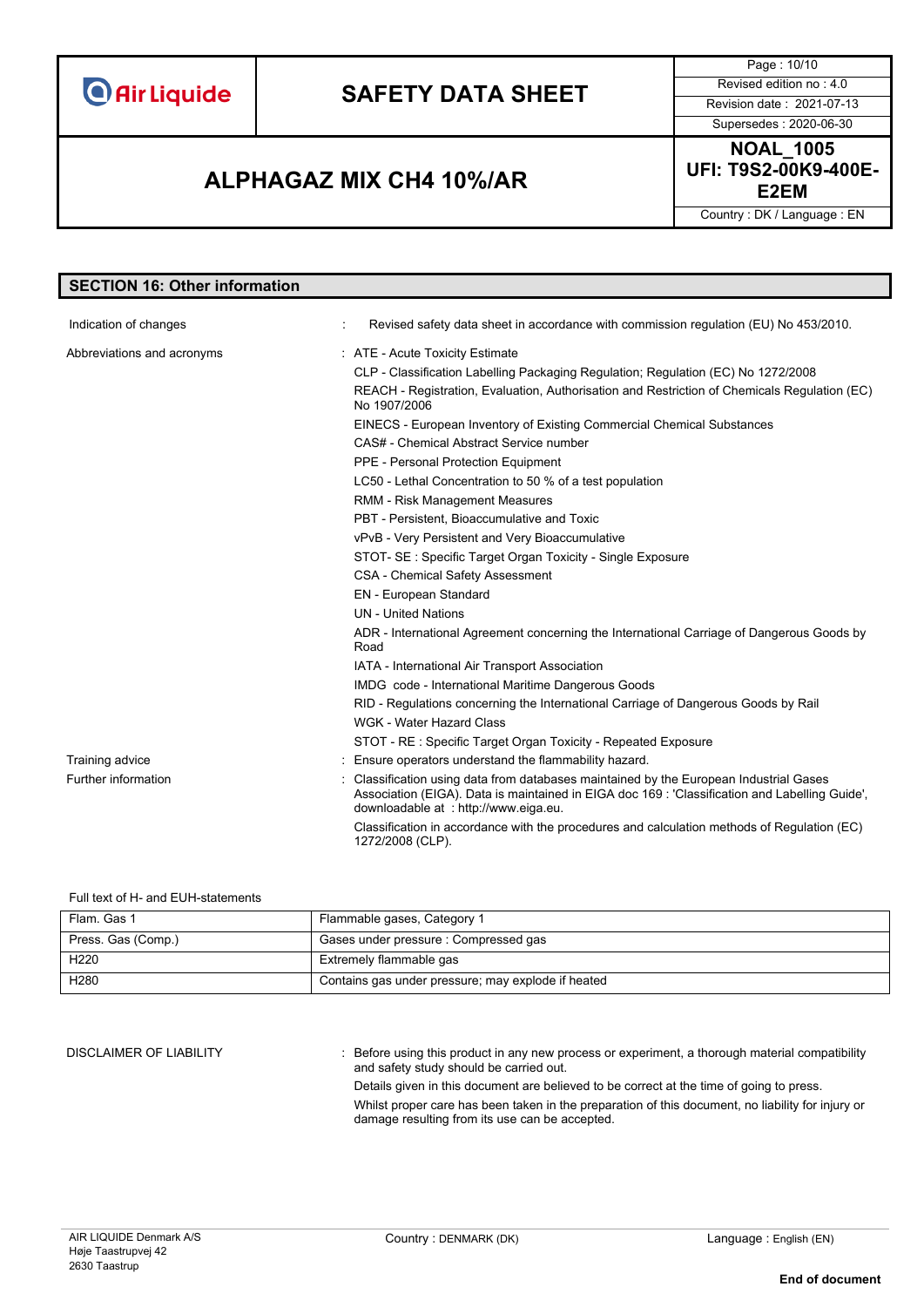## SECTION 16: Other information

Indication of changes : Revised safety data sheet in accordance with commission regulation (EU) No 453/2010.

Abbreviations and acronyms :

- ATE - Acute Toxicity Estimate
- CLP - Classification Labelling Packaging Regulation; Regulation (EC) No 1272/2008
- REACH - Registration, Evaluation, Authorisation and Restriction of Chemicals Regulation (EC) No 1907/2006
- EINECS - European Inventory of Existing Commercial Chemical Substances
- CAS# - Chemical Abstract Service number
- PPE - Personal Protection Equipment
- LC50 - Lethal Concentration to 50 % of a test population
- RMM - Risk Management Measures
- PBT - Persistent, Bioaccumulative and Toxic
- vPvB - Very Persistent and Very Bioaccumulative
- STOT- SE : Specific Target Organ Toxicity - Single Exposure
- CSA - Chemical Safety Assessment
- EN - European Standard
- UN - United Nations
- ADR - International Agreement concerning the International Carriage of Dangerous Goods by Road
- IATA - International Air Transport Association
- IMDG code - International Maritime Dangerous Goods
- RID - Regulations concerning the International Carriage of Dangerous Goods by Rail
- WGK - Water Hazard Class
- STOT - RE : Specific Target Organ Toxicity - Repeated Exposure

Training advice : Ensure operators understand the flammability hazard.

Further information : Classification using data from databases maintained by the European Industrial Gases Association (EIGA). Data is maintained in EIGA doc 169 : 'Classification and Labelling Guide', downloadable at : http://www.eiga.eu.

Classification in accordance with the procedures and calculation methods of Regulation (EC) 1272/2008 (CLP).

Full text of H- and EUH-statements

| | |
|---|---|
| Flam. Gas 1 | Flammable gases, Category 1 |
| Press. Gas (Comp.) | Gases under pressure : Compressed gas |
| H220 | Extremely flammable gas |
| H280 | Contains gas under pressure; may explode if heated |

DISCLAIMER OF LIABILITY : Before using this product in any new process or experiment, a thorough material compatibility and safety study should be carried out.

Details given in this document are believed to be correct at the time of going to press.

Whilst proper care has been taken in the preparation of this document, no liability for injury or damage resulting from its use can be accepted.

**End of document**